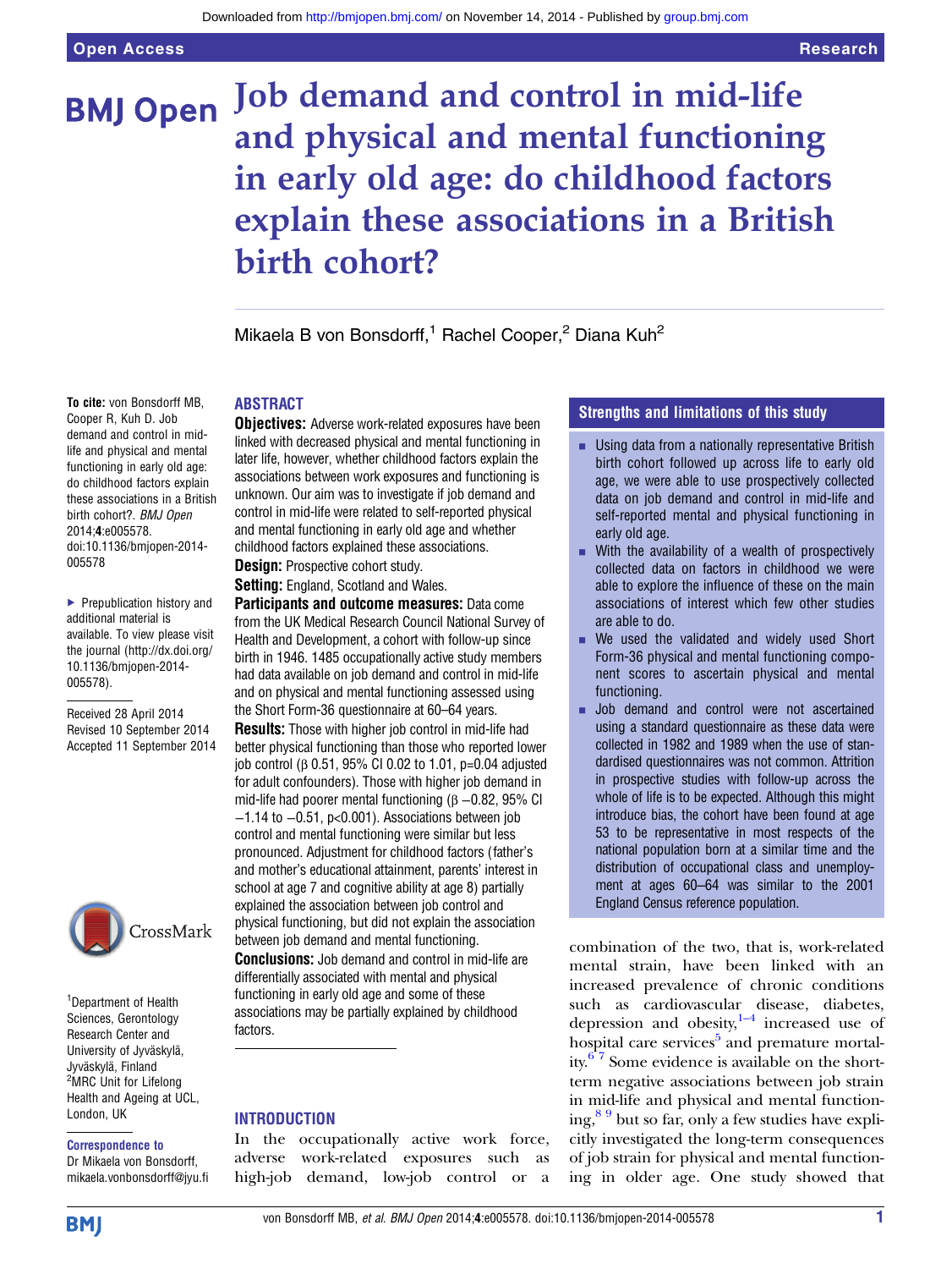# Job demand and control in mid-life and physical and mental functioning in early old age: do childhood factors explain these associations in a British birth cohort?

Mikaela B von Bonsdorff,[1] Rachel Cooper,[2] Diana Kuh[2]

**To cite:** von Bonsdorff MB, Cooper R, Kuh D. Job demand and control in mid-life and physical and mental functioning in early old age: do childhood factors explain these associations in a British birth cohort?. *BMJ Open* 2014;**4**:e005578. doi:10.1136/bmjopen-2014-005578

▶ Prepublication history and additional material is available. To view please visit the journal (http://dx.doi.org/10.1136/bmjopen-2014-005578).

Received 28 April 2014
Revised 10 September 2014
Accepted 11 September 2014

[1]Department of Health Sciences, Gerontology Research Center and University of Jyväskylä, Jyväskylä, Finland
[2]MRC Unit for Lifelong Health and Ageing at UCL, London, UK

**Correspondence to**
Dr Mikaela von Bonsdorff, mikaela.vonbonsdorff@jyu.fi

## ABSTRACT

**Objectives:** Adverse work-related exposures have been linked with decreased physical and mental functioning in later life, however, whether childhood factors explain the associations between work exposures and functioning is unknown. Our aim was to investigate if job demand and control in mid-life were related to self-reported physical and mental functioning in early old age and whether childhood factors explained these associations.

**Design:** Prospective cohort study.

**Setting:** England, Scotland and Wales.

**Participants and outcome measures:** Data come from the UK Medical Research Council National Survey of Health and Development, a cohort with follow-up since birth in 1946. 1485 occupationally active study members had data available on job demand and control in mid-life and on physical and mental functioning assessed using the Short Form-36 questionnaire at 60–64 years.

**Results:** Those with higher job control in mid-life had better physical functioning than those who reported lower job control (β 0.51, 95% CI 0.02 to 1.01, p=0.04 adjusted for adult confounders). Those with higher job demand in mid-life had poorer mental functioning (β −0.82, 95% CI −1.14 to −0.51, p<0.001). Associations between job control and mental functioning were similar but less pronounced. Adjustment for childhood factors (father's and mother's educational attainment, parents' interest in school at age 7 and cognitive ability at age 8) partially explained the association between job control and physical functioning, but did not explain the association between job demand and mental functioning.

**Conclusions:** Job demand and control in mid-life are differentially associated with mental and physical functioning in early old age and some of these associations may be partially explained by childhood factors.

## Strengths and limitations of this study

- Using data from a nationally representative British birth cohort followed up across life to early old age, we were able to use prospectively collected data on job demand and control in mid-life and self-reported mental and physical functioning in early old age.
- With the availability of a wealth of prospectively collected data on factors in childhood we were able to explore the influence of these on the main associations of interest which few other studies are able to do.
- We used the validated and widely used Short Form-36 physical and mental functioning component scores to ascertain physical and mental functioning.
- Job demand and control were not ascertained using a standard questionnaire as these data were collected in 1982 and 1989 when the use of standardised questionnaires was not common. Attrition in prospective studies with follow-up across the whole of life is to be expected. Although this might introduce bias, the cohort have been found at age 53 to be representative in most respects of the national population born at a similar time and the distribution of occupational class and unemployment at ages 60–64 was similar to the 2001 England Census reference population.

## INTRODUCTION

In the occupationally active work force, adverse work-related exposures such as high-job demand, low-job control or a combination of the two, that is, work-related mental strain, have been linked with an increased prevalence of chronic conditions such as cardiovascular disease, diabetes, depression and obesity,[1–4] increased use of hospital care services[5] and premature mortality.[6 7] Some evidence is available on the short-term negative associations between job strain in mid-life and physical and mental functioning,[8 9] but so far, only a few studies have explicitly investigated the long-term consequences of job strain for physical and mental functioning in older age. One study showed that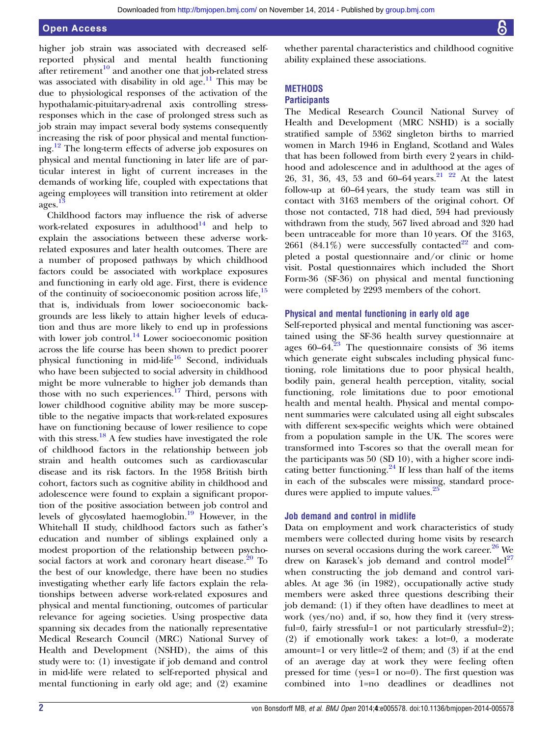higher job strain was associated with decreased self-reported physical and mental health functioning after retirement[10] and another one that job-related stress was associated with disability in old age.[11] This may be due to physiological responses of the activation of the hypothalamic-pituitary-adrenal axis controlling stress-responses which in the case of prolonged stress such as job strain may impact several body systems consequently increasing the risk of poor physical and mental functioning.[12] The long-term effects of adverse job exposures on physical and mental functioning in later life are of particular interest in light of current increases in the demands of working life, coupled with expectations that ageing employees will transition into retirement at older ages.[13]

Childhood factors may influence the risk of adverse work-related exposures in adulthood[14] and help to explain the associations between these adverse work-related exposures and later health outcomes. There are a number of proposed pathways by which childhood factors could be associated with workplace exposures and functioning in early old age. First, there is evidence of the continuity of socioeconomic position across life,[15] that is, individuals from lower socioeconomic backgrounds are less likely to attain higher levels of education and thus are more likely to end up in professions with lower job control.[14] Lower socioeconomic position across the life course has been shown to predict poorer physical functioning in mid-life[16] Second, individuals who have been subjected to social adversity in childhood might be more vulnerable to higher job demands than those with no such experiences.[17] Third, persons with lower childhood cognitive ability may be more susceptible to the negative impacts that work-related exposures have on functioning because of lower resilience to cope with this stress.[18] A few studies have investigated the role of childhood factors in the relationship between job strain and health outcomes such as cardiovascular disease and its risk factors. In the 1958 British birth cohort, factors such as cognitive ability in childhood and adolescence were found to explain a significant proportion of the positive association between job control and levels of glycosylated haemoglobin.[19] However, in the Whitehall II study, childhood factors such as father's education and number of siblings explained only a modest proportion of the relationship between psychosocial factors at work and coronary heart disease.[20] To the best of our knowledge, there have been no studies investigating whether early life factors explain the relationships between adverse work-related exposures and physical and mental functioning, outcomes of particular relevance for ageing societies. Using prospective data spanning six decades from the nationally representative Medical Research Council (MRC) National Survey of Health and Development (NSHD), the aims of this study were to: (1) investigate if job demand and control in mid-life were related to self-reported physical and mental functioning in early old age; and (2) examine whether parental characteristics and childhood cognitive ability explained these associations.

## METHODS

### Participants

The Medical Research Council National Survey of Health and Development (MRC NSHD) is a socially stratified sample of 5362 singleton births to married women in March 1946 in England, Scotland and Wales that has been followed from birth every 2 years in childhood and adolescence and in adulthood at the ages of 26, 31, 36, 43, 53 and 60–64 years.[21 22] At the latest follow-up at 60–64 years, the study team was still in contact with 3163 members of the original cohort. Of those not contacted, 718 had died, 594 had previously withdrawn from the study, 567 lived abroad and 320 had been untraceable for more than 10 years. Of the 3163, 2661 (84.1%) were successfully contacted[22] and completed a postal questionnaire and/or clinic or home visit. Postal questionnaires which included the Short Form-36 (SF-36) on physical and mental functioning were completed by 2293 members of the cohort.

### Physical and mental functioning in early old age

Self-reported physical and mental functioning was ascertained using the SF-36 health survey questionnaire at ages 60–64.[23] The questionnaire consists of 36 items which generate eight subscales including physical functioning, role limitations due to poor physical health, bodily pain, general health perception, vitality, social functioning, role limitations due to poor emotional health and mental health. Physical and mental component summaries were calculated using all eight subscales with different sex-specific weights which were obtained from a population sample in the UK. The scores were transformed into T-scores so that the overall mean for the participants was 50 (SD 10), with a higher score indicating better functioning.[24] If less than half of the items in each of the subscales were missing, standard procedures were applied to impute values.[25]

### Job demand and control in midlife

Data on employment and work characteristics of study members were collected during home visits by research nurses on several occasions during the work career.[26] We drew on Karasek's job demand and control model[27] when constructing the job demand and control variables. At age 36 (in 1982), occupationally active study members were asked three questions describing their job demand: (1) if they often have deadlines to meet at work (yes/no) and, if so, how they find it (very stressful=0, fairly stressful=1 or not particularly stressful=2); (2) if emotionally work takes: a lot=0, a moderate amount=1 or very little=2 of them; and (3) if at the end of an average day at work they were feeling often pressed for time (yes=1 or no=0). The first question was combined into 1=no deadlines or deadlines not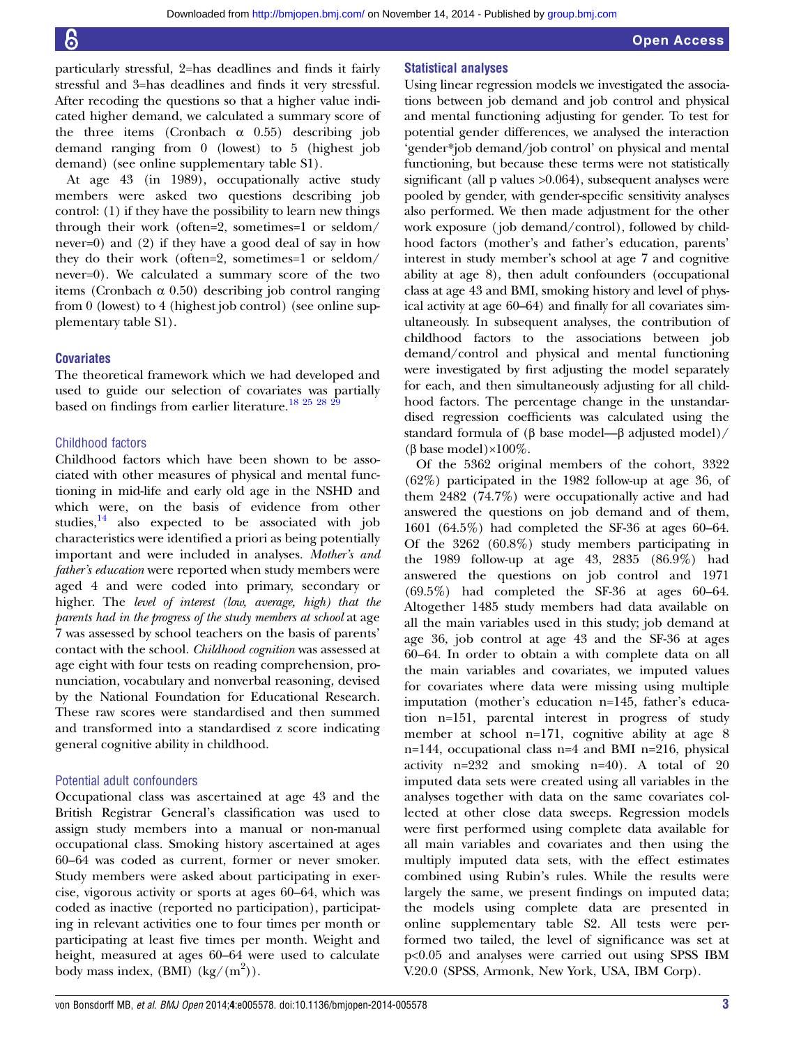particularly stressful, 2=has deadlines and finds it fairly stressful and 3=has deadlines and finds it very stressful. After recoding the questions so that a higher value indicated higher demand, we calculated a summary score of the three items (Cronbach α 0.55) describing job demand ranging from 0 (lowest) to 5 (highest job demand) (see online supplementary table S1).

At age 43 (in 1989), occupationally active study members were asked two questions describing job control: (1) if they have the possibility to learn new things through their work (often=2, sometimes=1 or seldom/never=0) and (2) if they have a good deal of say in how they do their work (often=2, sometimes=1 or seldom/never=0). We calculated a summary score of the two items (Cronbach α 0.50) describing job control ranging from 0 (lowest) to 4 (highest job control) (see online supplementary table S1).

## Covariates

The theoretical framework which we had developed and used to guide our selection of covariates was partially based on findings from earlier literature.[18 25 28 29]

### Childhood factors

Childhood factors which have been shown to be associated with other measures of physical and mental functioning in mid-life and early old age in the NSHD and which were, on the basis of evidence from other studies,[14] also expected to be associated with job characteristics were identified a priori as being potentially important and were included in analyses. *Mother's and father's education* were reported when study members were aged 4 and were coded into primary, secondary or higher. The *level of interest (low, average, high) that the parents had in the progress of the study members at school* at age 7 was assessed by school teachers on the basis of parents' contact with the school. *Childhood cognition* was assessed at age eight with four tests on reading comprehension, pronunciation, vocabulary and nonverbal reasoning, devised by the National Foundation for Educational Research. These raw scores were standardised and then summed and transformed into a standardised z score indicating general cognitive ability in childhood.

### Potential adult confounders

Occupational class was ascertained at age 43 and the British Registrar General's classification was used to assign study members into a manual or non-manual occupational class. Smoking history ascertained at ages 60–64 was coded as current, former or never smoker. Study members were asked about participating in exercise, vigorous activity or sports at ages 60–64, which was coded as inactive (reported no participation), participating in relevant activities one to four times per month or participating at least five times per month. Weight and height, measured at ages 60–64 were used to calculate body mass index, (BMI) ($kg/(m^2)$).

## Statistical analyses

Using linear regression models we investigated the associations between job demand and job control and physical and mental functioning adjusting for gender. To test for potential gender differences, we analysed the interaction 'gender*job demand/job control' on physical and mental functioning, but because these terms were not statistically significant (all p values >0.064), subsequent analyses were pooled by gender, with gender-specific sensitivity analyses also performed. We then made adjustment for the other work exposure (job demand/control), followed by childhood factors (mother's and father's education, parents' interest in study member's school at age 7 and cognitive ability at age 8), then adult confounders (occupational class at age 43 and BMI, smoking history and level of physical activity at age 60–64) and finally for all covariates simultaneously. In subsequent analyses, the contribution of childhood factors to the associations between job demand/control and physical and mental functioning were investigated by first adjusting the model separately for each, and then simultaneously adjusting for all childhood factors. The percentage change in the unstandardised regression coefficients was calculated using the standard formula of (β base model—β adjusted model)/(β base model)×100%.

Of the 5362 original members of the cohort, 3322 (62%) participated in the 1982 follow-up at age 36, of them 2482 (74.7%) were occupationally active and had answered the questions on job demand and of them, 1601 (64.5%) had completed the SF-36 at ages 60–64. Of the 3262 (60.8%) study members participating in the 1989 follow-up at age 43, 2835 (86.9%) had answered the questions on job control and 1971 (69.5%) had completed the SF-36 at ages 60–64. Altogether 1485 study members had data available on all the main variables used in this study; job demand at age 36, job control at age 43 and the SF-36 at ages 60–64. In order to obtain a with complete data on all the main variables and covariates, we imputed values for covariates where data were missing using multiple imputation (mother's education n=145, father's education n=151, parental interest in progress of study member at school n=171, cognitive ability at age 8 n=144, occupational class n=4 and BMI n=216, physical activity n=232 and smoking n=40). A total of 20 imputed data sets were created using all variables in the analyses together with data on the same covariates collected at other close data sweeps. Regression models were first performed using complete data available for all main variables and covariates and then using the multiply imputed data sets, with the effect estimates combined using Rubin's rules. While the results were largely the same, we present findings on imputed data; the models using complete data are presented in online supplementary table S2. All tests were performed two tailed, the level of significance was set at p<0.05 and analyses were carried out using SPSS IBM V.20.0 (SPSS, Armonk, New York, USA, IBM Corp).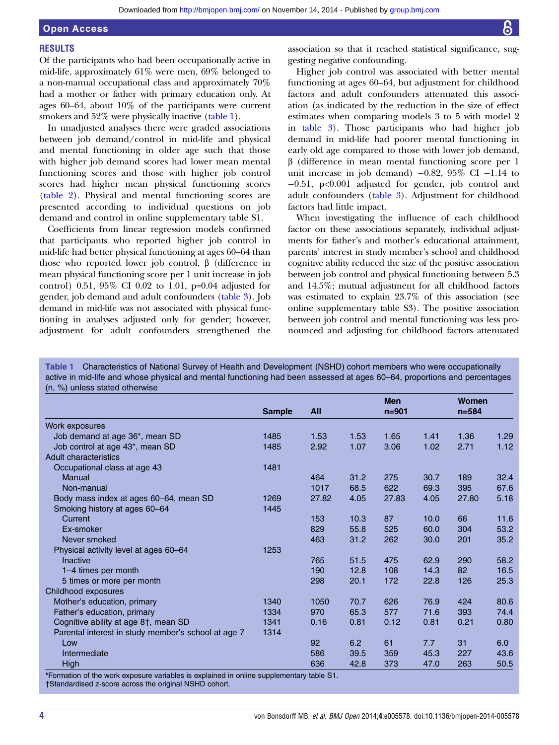## RESULTS

Of the participants who had been occupationally active in mid-life, approximately 61% were men, 69% belonged to a non-manual occupational class and approximately 70% had a mother or father with primary education only. At ages 60–64, about 10% of the participants were current smokers and 52% were physically inactive (table 1).

In unadjusted analyses there were graded associations between job demand/control in mid-life and physical and mental functioning in older age such that those with higher job demand scores had lower mean mental functioning scores and those with higher job control scores had higher mean physical functioning scores (table 2). Physical and mental functioning scores are presented according to individual questions on job demand and control in online supplementary table S1.

Coefficients from linear regression models confirmed that participants who reported higher job control in mid-life had better physical functioning at ages 60–64 than those who reported lower job control, β (difference in mean physical functioning score per 1 unit increase in job control) 0.51, 95% CI 0.02 to 1.01, p=0.04 adjusted for gender, job demand and adult confounders (table 3). Job demand in mid-life was not associated with physical functioning in analyses adjusted only for gender; however, adjustment for adult confounders strengthened the association so that it reached statistical significance, suggesting negative confounding.

Higher job control was associated with better mental functioning at ages 60–64, but adjustment for childhood factors and adult confounders attenuated this association (as indicated by the reduction in the size of effect estimates when comparing models 3 to 5 with model 2 in table 3). Those participants who had higher job demand in mid-life had poorer mental functioning in early old age compared to those with lower job demand, β (difference in mean mental functioning score per 1 unit increase in job demand) −0.82, 95% CI −1.14 to −0.51, p<0.001 adjusted for gender, job control and adult confounders (table 3). Adjustment for childhood factors had little impact.

When investigating the influence of each childhood factor on these associations separately, individual adjustments for father's and mother's educational attainment, parents' interest in study member's school and childhood cognitive ability reduced the size of the positive association between job control and physical functioning between 5.3 and 14.5%; mutual adjustment for all childhood factors was estimated to explain 23.7% of this association (see online supplementary table S3). The positive association between job control and mental functioning was less pronounced and adjusting for childhood factors attenuated

**Table 1** Characteristics of National Survey of Health and Development (NSHD) cohort members who were occupationally active in mid-life and whose physical and mental functioning had been assessed at ages 60–64, proportions and percentages (n, %) unless stated otherwise

| | Sample | All | | Men n=901 | | Women n=584 | |
|---|---|---|---|---|---|---|---|
| Work exposures | | | | | | | |
| Job demand at age 36*, mean SD | 1485 | 1.53 | 1.53 | 1.65 | 1.41 | 1.36 | 1.29 |
| Job control at age 43*, mean SD | 1485 | 2.92 | 1.07 | 3.06 | 1.02 | 2.71 | 1.12 |
| Adult characteristics | | | | | | | |
| Occupational class at age 43 | 1481 | | | | | | |
| Manual | | 464 | 31.2 | 275 | 30.7 | 189 | 32.4 |
| Non-manual | | 1017 | 68.5 | 622 | 69.3 | 395 | 67.6 |
| Body mass index at ages 60–64, mean SD | 1269 | 27.82 | 4.05 | 27.83 | 4.05 | 27.80 | 5.18 |
| Smoking history at ages 60–64 | 1445 | | | | | | |
| Current | | 153 | 10.3 | 87 | 10.0 | 66 | 11.6 |
| Ex-smoker | | 829 | 55.8 | 525 | 60.0 | 304 | 53.2 |
| Never smoked | | 463 | 31.2 | 262 | 30.0 | 201 | 35.2 |
| Physical activity level at ages 60–64 | 1253 | | | | | | |
| Inactive | | 765 | 51.5 | 475 | 62.9 | 290 | 58.2 |
| 1–4 times per month | | 190 | 12.8 | 108 | 14.3 | 82 | 16.5 |
| 5 times or more per month | | 298 | 20.1 | 172 | 22.8 | 126 | 25.3 |
| Childhood exposures | | | | | | | |
| Mother's education, primary | 1340 | 1050 | 70.7 | 626 | 76.9 | 424 | 80.6 |
| Father's education, primary | 1334 | 970 | 65.3 | 577 | 71.6 | 393 | 74.4 |
| Cognitive ability at age 8†, mean SD | 1341 | 0.16 | 0.81 | 0.12 | 0.81 | 0.21 | 0.80 |
| Parental interest in study member's school at age 7 | 1314 | | | | | | |
| Low | | 92 | 6.2 | 61 | 7.7 | 31 | 6.0 |
| Intermediate | | 586 | 39.5 | 359 | 45.3 | 227 | 43.6 |
| High | | 636 | 42.8 | 373 | 47.0 | 263 | 50.5 |

*Formation of the work exposure variables is explained in online supplementary table S1.
†Standardised z-score across the original NSHD cohort.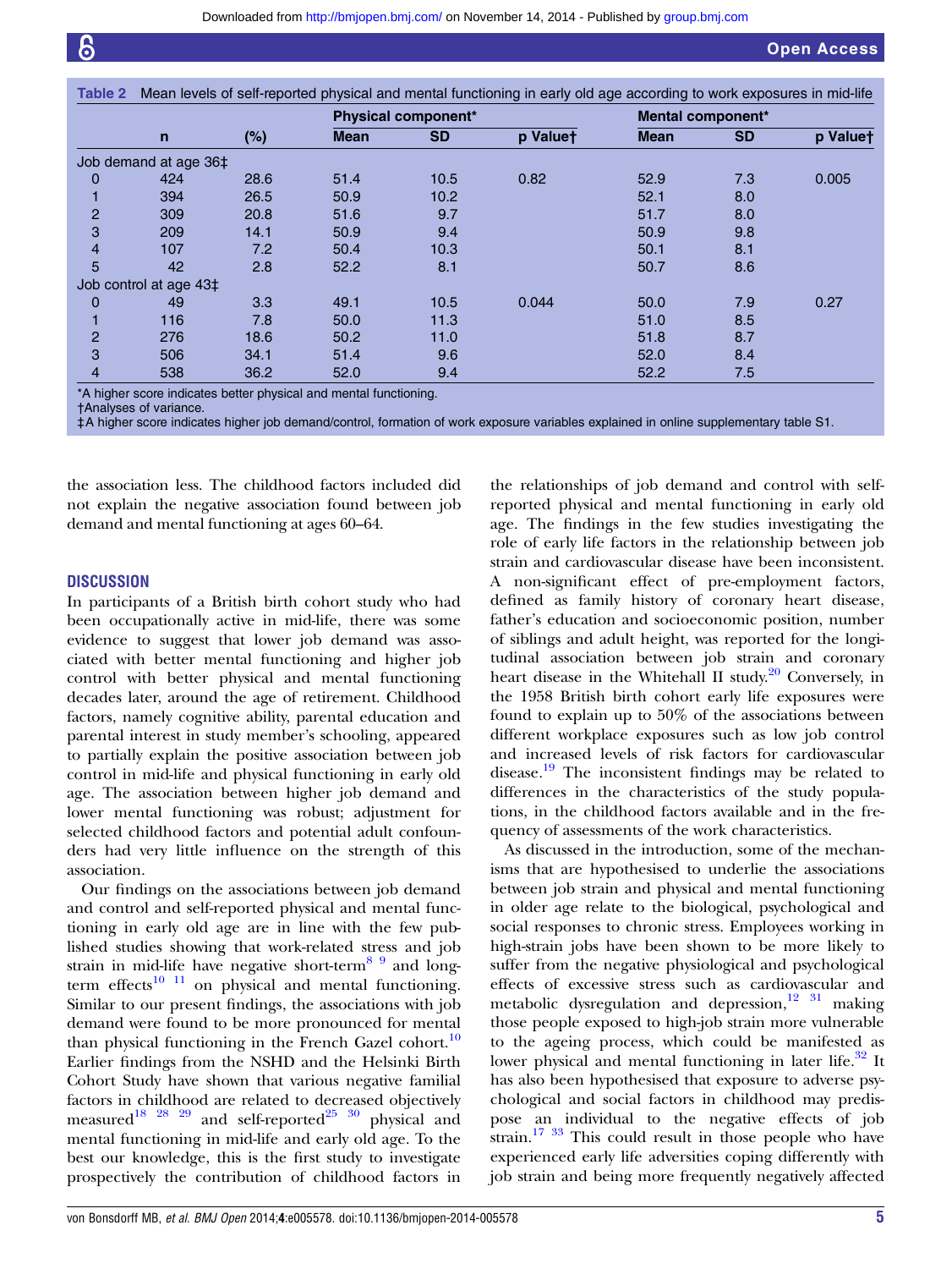**Table 2** Mean levels of self-reported physical and mental functioning in early old age according to work exposures in mid-life

| | n | (%) | Physical component* | | | Mental component* | | |
|---|---|---|---|---|---|---|---|---|
| | | | Mean | SD | p Value† | Mean | SD | p Value† |
| Job demand at age 36‡ | | | | | | | | |
| 0 | 424 | 28.6 | 51.4 | 10.5 | 0.82 | 52.9 | 7.3 | 0.005 |
| 1 | 394 | 26.5 | 50.9 | 10.2 | | 52.1 | 8.0 | |
| 2 | 309 | 20.8 | 51.6 | 9.7 | | 51.7 | 8.0 | |
| 3 | 209 | 14.1 | 50.9 | 9.4 | | 50.9 | 9.8 | |
| 4 | 107 | 7.2 | 50.4 | 10.3 | | 50.1 | 8.1 | |
| 5 | 42 | 2.8 | 52.2 | 8.1 | | 50.7 | 8.6 | |
| Job control at age 43‡ | | | | | | | | |
| 0 | 49 | 3.3 | 49.1 | 10.5 | 0.044 | 50.0 | 7.9 | 0.27 |
| 1 | 116 | 7.8 | 50.0 | 11.3 | | 51.0 | 8.5 | |
| 2 | 276 | 18.6 | 50.2 | 11.0 | | 51.8 | 8.7 | |
| 3 | 506 | 34.1 | 51.4 | 9.6 | | 52.0 | 8.4 | |
| 4 | 538 | 36.2 | 52.0 | 9.4 | | 52.2 | 7.5 | |

*A higher score indicates better physical and mental functioning.
†Analyses of variance.
‡A higher score indicates higher job demand/control, formation of work exposure variables explained in online supplementary table S1.

the association less. The childhood factors included did not explain the negative association found between job demand and mental functioning at ages 60–64.

## DISCUSSION

In participants of a British birth cohort study who had been occupationally active in mid-life, there was some evidence to suggest that lower job demand was associated with better mental functioning and higher job control with better physical and mental functioning decades later, around the age of retirement. Childhood factors, namely cognitive ability, parental education and parental interest in study member's schooling, appeared to partially explain the positive association between job control in mid-life and physical functioning in early old age. The association between higher job demand and lower mental functioning was robust; adjustment for selected childhood factors and potential adult confounders had very little influence on the strength of this association.

Our findings on the associations between job demand and control and self-reported physical and mental functioning in early old age are in line with the few published studies showing that work-related stress and job strain in mid-life have negative short-term[8 9] and long-term effects[10 11] on physical and mental functioning. Similar to our present findings, the associations with job demand were found to be more pronounced for mental than physical functioning in the French Gazel cohort.[10] Earlier findings from the NSHD and the Helsinki Birth Cohort Study have shown that various negative familial factors in childhood are related to decreased objectively measured[18 28 29] and self-reported[25 30] physical and mental functioning in mid-life and early old age. To the best our knowledge, this is the first study to investigate prospectively the contribution of childhood factors in the relationships of job demand and control with self-reported physical and mental functioning in early old age. The findings in the few studies investigating the role of early life factors in the relationship between job strain and cardiovascular disease have been inconsistent. A non-significant effect of pre-employment factors, defined as family history of coronary heart disease, father's education and socioeconomic position, number of siblings and adult height, was reported for the longitudinal association between job strain and coronary heart disease in the Whitehall II study.[20] Conversely, in the 1958 British birth cohort early life exposures were found to explain up to 50% of the associations between different workplace exposures such as low job control and increased levels of risk factors for cardiovascular disease.[19] The inconsistent findings may be related to differences in the characteristics of the study populations, in the childhood factors available and in the frequency of assessments of the work characteristics.

As discussed in the introduction, some of the mechanisms that are hypothesised to underlie the associations between job strain and physical and mental functioning in older age relate to the biological, psychological and social responses to chronic stress. Employees working in high-strain jobs have been shown to be more likely to suffer from the negative physiological and psychological effects of excessive stress such as cardiovascular and metabolic dysregulation and depression,[12 31] making those people exposed to high-job strain more vulnerable to the ageing process, which could be manifested as lower physical and mental functioning in later life.[32] It has also been hypothesised that exposure to adverse psychological and social factors in childhood may predispose an individual to the negative effects of job strain.[17 33] This could result in those people who have experienced early life adversities coping differently with job strain and being more frequently negatively affected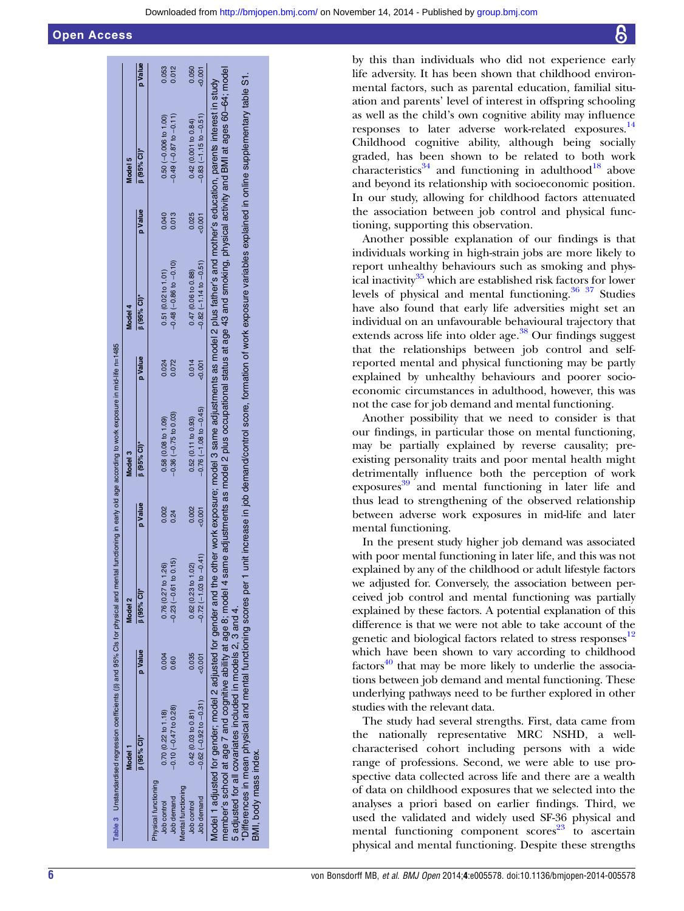**Table 3** Unstandardised regression coefficients (β) and 95% CIs for physical and mental functioning in early old age according to work exposure in mid-life n=1485

| | Model 1 | | Model 2 | | Model 3 | | Model 4 | | Model 5 | |
|---|---|---|---|---|---|---|---|---|---|---|
| | β (95% CI)* | p Value | β (95% CI)* | p Value | β (95% CI)* | p Value | β (95% CI)* | p Value | β (95% CI)* | p Value |
| Physical functioning | | | | | | | | | | |
| Job control | 0.70 (0.22 to 1.18) | 0.004 | 0.76 (0.27 to 1.26) | 0.002 | 0.58 (0.08 to 1.09) | 0.024 | 0.51 (0.02 to 1.01) | 0.040 | 0.50 (−0.006 to 1.00) | 0.053 |
| Job demand | −0.10 (−0.47 to 0.28) | 0.60 | −0.23 (−0.61 to 0.15) | 0.24 | −0.36 (−0.75 to 0.03) | 0.072 | −0.48 (−0.86 to −0.10) | 0.013 | −0.49 (−0.87 to −0.11) | 0.012 |
| Mental functioning | | | | | | | | | | |
| Job control | 0.42 (0.03 to 0.81) | 0.035 | 0.62 (0.23 to 1.02) | 0.002 | 0.52 (0.11 to 0.93) | 0.014 | 0.47 (0.06 to 0.88) | 0.025 | 0.42 (0.001 to 0.84) | 0.050 |
| Job demand | −0.62 (−0.92 to −0.31) | <0.001 | −0.72 (−1.03 to −0.41) | <0.001 | −0.76 (−1.08 to −0.45) | <0.001 | −0.82 (−1.14 to −0.51) | <0.001 | −0.83 (−1.15 to −0.51) | <0.001 |

Model 1 adjusted for gender; model 2 adjusted for gender and the other work exposure; model 3 same adjustments as model 2 plus father's and mother's education, parents interest in study member's school at age 7 and cognitive ability at age 8; model 4 same adjustments as model 2 plus occupational status at age 43 and smoking, physical activity and BMI at ages 60–64; model 5 adjusted for all covariates included in models 2, 3 and 4.
*Differences in mean physical and mental functioning scores per 1 unit increase in job demand/control score, formation of work exposure variables explained in online supplementary table S1.
BMI, body mass index.

by this than individuals who did not experience early life adversity. It has been shown that childhood environmental factors, such as parental education, familial situation and parents' level of interest in offspring schooling as well as the child's own cognitive ability may influence responses to later adverse work-related exposures.[14] Childhood cognitive ability, although being socially graded, has been shown to be related to both work characteristics[34] and functioning in adulthood[18] above and beyond its relationship with socioeconomic position. In our study, allowing for childhood factors attenuated the association between job control and physical functioning, supporting this observation.

Another possible explanation of our findings is that individuals working in high-strain jobs are more likely to report unhealthy behaviours such as smoking and physical inactivity[35] which are established risk factors for lower levels of physical and mental functioning.[36 37] Studies have also found that early life adversities might set an individual on an unfavourable behavioural trajectory that extends across life into older age.[38] Our findings suggest that the relationships between job control and self-reported mental and physical functioning may be partly explained by unhealthy behaviours and poorer socioeconomic circumstances in adulthood, however, this was not the case for job demand and mental functioning.

Another possibility that we need to consider is that our findings, in particular those on mental functioning, may be partially explained by reverse causality; pre-existing personality traits and poor mental health might detrimentally influence both the perception of work exposures[39] and mental functioning in later life and thus lead to strengthening of the observed relationship between adverse work exposures in mid-life and later mental functioning.

In the present study higher job demand was associated with poor mental functioning in later life, and this was not explained by any of the childhood or adult lifestyle factors we adjusted for. Conversely, the association between perceived job control and mental functioning was partially explained by these factors. A potential explanation of this difference is that we were not able to take account of the genetic and biological factors related to stress responses[12] which have been shown to vary according to childhood factors[40] that may be more likely to underlie the associations between job demand and mental functioning. These underlying pathways need to be further explored in other studies with the relevant data.

The study had several strengths. First, data came from the nationally representative MRC NSHD, a well-characterised cohort including persons with a wide range of professions. Second, we were able to use prospective data collected across life and there are a wealth of data on childhood exposures that we selected into the analyses a priori based on earlier findings. Third, we used the validated and widely used SF-36 physical and mental functioning component scores[23] to ascertain physical and mental functioning. Despite these strengths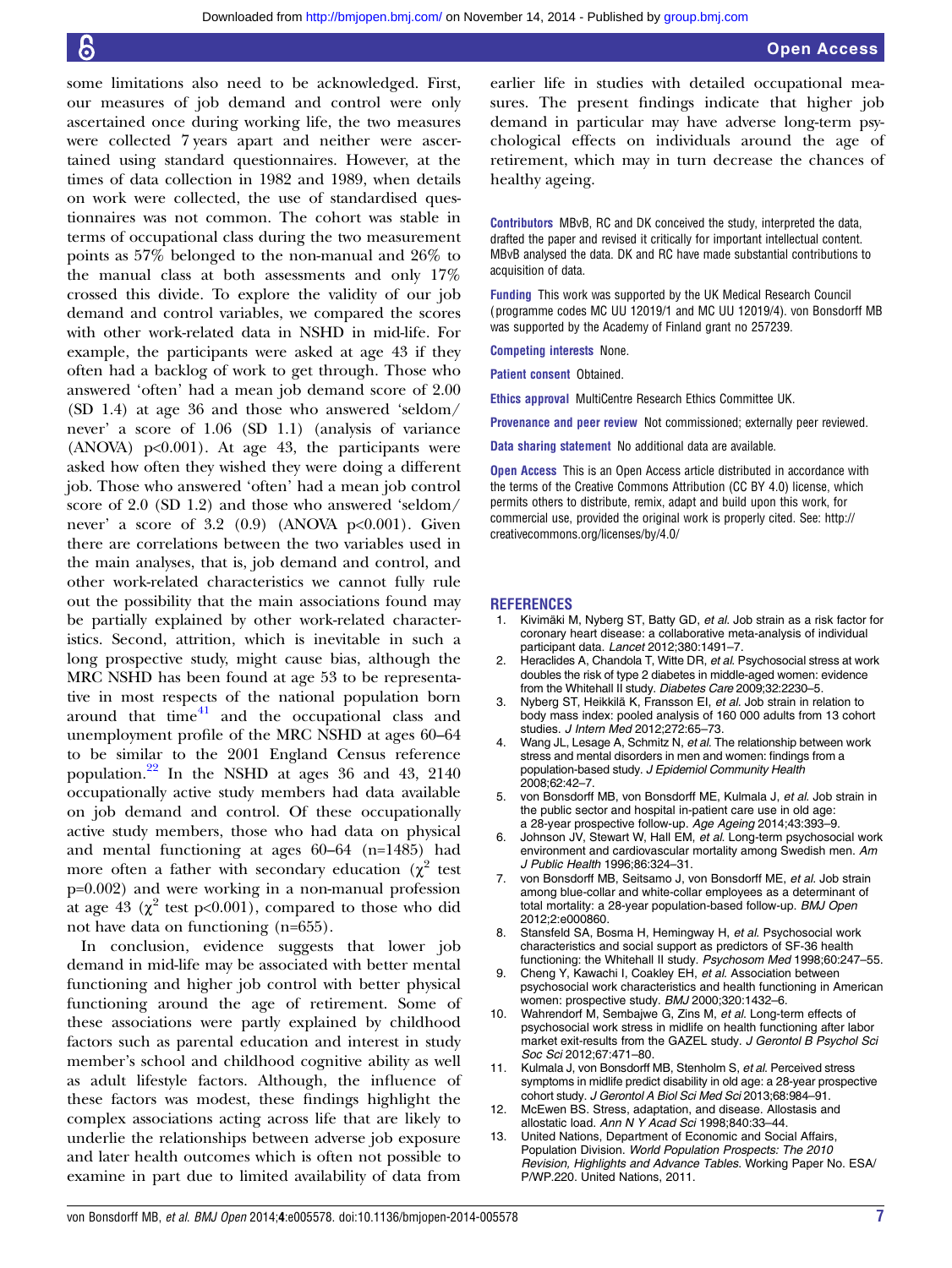some limitations also need to be acknowledged. First, our measures of job demand and control were only ascertained once during working life, the two measures were collected 7 years apart and neither were ascertained using standard questionnaires. However, at the times of data collection in 1982 and 1989, when details on work were collected, the use of standardised questionnaires was not common. The cohort was stable in terms of occupational class during the two measurement points as 57% belonged to the non-manual and 26% to the manual class at both assessments and only 17% crossed this divide. To explore the validity of our job demand and control variables, we compared the scores with other work-related data in NSHD in mid-life. For example, the participants were asked at age 43 if they often had a backlog of work to get through. Those who answered 'often' had a mean job demand score of 2.00 (SD 1.4) at age 36 and those who answered 'seldom/never' a score of 1.06 (SD 1.1) (analysis of variance (ANOVA) p<0.001). At age 43, the participants were asked how often they wished they were doing a different job. Those who answered 'often' had a mean job control score of 2.0 (SD 1.2) and those who answered 'seldom/never' a score of 3.2 (0.9) (ANOVA p<0.001). Given there are correlations between the two variables used in the main analyses, that is, job demand and control, and other work-related characteristics we cannot fully rule out the possibility that the main associations found may be partially explained by other work-related characteristics. Second, attrition, which is inevitable in such a long prospective study, might cause bias, although the MRC NSHD has been found at age 53 to be representative in most respects of the national population born around that time[41] and the occupational class and unemployment profile of the MRC NSHD at ages 60–64 to be similar to the 2001 England Census reference population.[22] In the NSHD at ages 36 and 43, 2140 occupationally active study members had data available on job demand and control. Of these occupationally active study members, those who had data on physical and mental functioning at ages 60–64 (n=1485) had more often a father with secondary education ($\chi^2$ test p=0.002) and were working in a non-manual profession at age 43 ($\chi^2$ test p<0.001), compared to those who did not have data on functioning (n=655).

In conclusion, evidence suggests that lower job demand in mid-life may be associated with better mental functioning and higher job control with better physical functioning around the age of retirement. Some of these associations were partly explained by childhood factors such as parental education and interest in study member's school and childhood cognitive ability as well as adult lifestyle factors. Although, the influence of these factors was modest, these findings highlight the complex associations acting across life that are likely to underlie the relationships between adverse job exposure and later health outcomes which is often not possible to examine in part due to limited availability of data from earlier life in studies with detailed occupational measures. The present findings indicate that higher job demand in particular may have adverse long-term psychological effects on individuals around the age of retirement, which may in turn decrease the chances of healthy ageing.

**Contributors** MBvB, RC and DK conceived the study, interpreted the data, drafted the paper and revised it critically for important intellectual content. MBvB analysed the data. DK and RC have made substantial contributions to acquisition of data.

**Funding** This work was supported by the UK Medical Research Council (programme codes MC UU 12019/1 and MC UU 12019/4). von Bonsdorff MB was supported by the Academy of Finland grant no 257239.

**Competing interests** None.

**Patient consent** Obtained.

**Ethics approval** MultiCentre Research Ethics Committee UK.

**Provenance and peer review** Not commissioned; externally peer reviewed.

**Data sharing statement** No additional data are available.

**Open Access** This is an Open Access article distributed in accordance with the terms of the Creative Commons Attribution (CC BY 4.0) license, which permits others to distribute, remix, adapt and build upon this work, for commercial use, provided the original work is properly cited. See: http://creativecommons.org/licenses/by/4.0/

## REFERENCES

1. Kivimäki M, Nyberg ST, Batty GD, *et al*. Job strain as a risk factor for coronary heart disease: a collaborative meta-analysis of individual participant data. *Lancet* 2012;380:1491–7.
2. Heraclides A, Chandola T, Witte DR, *et al*. Psychosocial stress at work doubles the risk of type 2 diabetes in middle-aged women: evidence from the Whitehall II study. *Diabetes Care* 2009;32:2230–5.
3. Nyberg ST, Heikkilä K, Fransson EI, *et al*. Job strain in relation to body mass index: pooled analysis of 160 000 adults from 13 cohort studies. *J Intern Med* 2012;272:65–73.
4. Wang JL, Lesage A, Schmitz N, *et al*. The relationship between work stress and mental disorders in men and women: findings from a population-based study. *J Epidemiol Community Health* 2008;62:42–7.
5. von Bonsdorff MB, von Bonsdorff ME, Kulmala J, *et al*. Job strain in the public sector and hospital in-patient care use in old age: a 28-year prospective follow-up. *Age Ageing* 2014;43:393–9.
6. Johnson JV, Stewart W, Hall EM, *et al*. Long-term psychosocial work environment and cardiovascular mortality among Swedish men. *Am J Public Health* 1996;86:324–31.
7. von Bonsdorff MB, Seitsamo J, von Bonsdorff ME, *et al*. Job strain among blue-collar and white-collar employees as a determinant of total mortality: a 28-year population-based follow-up. *BMJ Open* 2012;2:e000860.
8. Stansfeld SA, Bosma H, Hemingway H, *et al*. Psychosocial work characteristics and social support as predictors of SF-36 health functioning: the Whitehall II study. *Psychosom Med* 1998;60:247–55.
9. Cheng Y, Kawachi I, Coakley EH, *et al*. Association between psychosocial work characteristics and health functioning in American women: prospective study. *BMJ* 2000;320:1432–6.
10. Wahrendorf M, Sembajwe G, Zins M, *et al*. Long-term effects of psychosocial work stress in midlife on health functioning after labor market exit-results from the GAZEL study. *J Gerontol B Psychol Sci Soc Sci* 2012;67:471–80.
11. Kulmala J, von Bonsdorff MB, Stenholm S, *et al*. Perceived stress symptoms in midlife predict disability in old age: a 28-year prospective cohort study. *J Gerontol A Biol Sci Med Sci* 2013;68:984–91.
12. McEwen BS. Stress, adaptation, and disease. Allostasis and allostatic load. *Ann N Y Acad Sci* 1998;840:33–44.
13. United Nations, Department of Economic and Social Affairs, Population Division. *World Population Prospects: The 2010 Revision, Highlights and Advance Tables*. Working Paper No. ESA/P/WP.220. United Nations, 2011.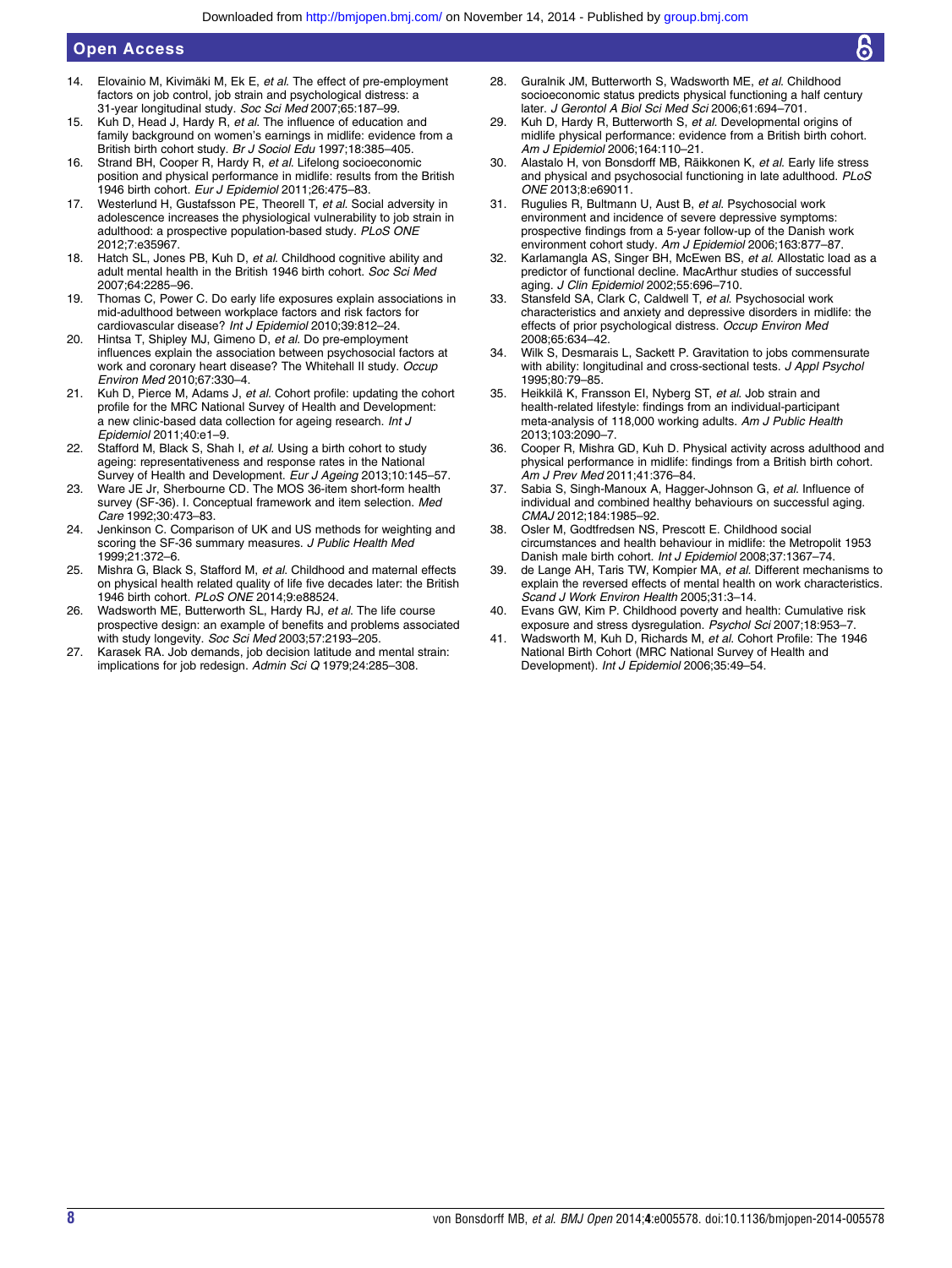14. Elovainio M, Kivimäki M, Ek E, *et al*. The effect of pre-employment factors on job control, job strain and psychological distress: a 31-year longitudinal study. *Soc Sci Med* 2007;65:187–99.
15. Kuh D, Head J, Hardy R, *et al*. The influence of education and family background on women's earnings in midlife: evidence from a British birth cohort study. *Br J Sociol Edu* 1997;18:385–405.
16. Strand BH, Cooper R, Hardy R, *et al*. Lifelong socioeconomic position and physical performance in midlife: results from the British 1946 birth cohort. *Eur J Epidemiol* 2011;26:475–83.
17. Westerlund H, Gustafsson PE, Theorell T, *et al*. Social adversity in adolescence increases the physiological vulnerability to job strain in adulthood: a prospective population-based study. *PLoS ONE* 2012;7:e35967.
18. Hatch SL, Jones PB, Kuh D, *et al*. Childhood cognitive ability and adult mental health in the British 1946 birth cohort. *Soc Sci Med* 2007;64:2285–96.
19. Thomas C, Power C. Do early life exposures explain associations in mid-adulthood between workplace factors and risk factors for cardiovascular disease? *Int J Epidemiol* 2010;39:812–24.
20. Hintsa T, Shipley MJ, Gimeno D, *et al*. Do pre-employment influences explain the association between psychosocial factors at work and coronary heart disease? The Whitehall II study. *Occup Environ Med* 2010;67:330–4.
21. Kuh D, Pierce M, Adams J, *et al*. Cohort profile: updating the cohort profile for the MRC National Survey of Health and Development: a new clinic-based data collection for ageing research. *Int J Epidemiol* 2011;40:e1–9.
22. Stafford M, Black S, Shah I, *et al*. Using a birth cohort to study ageing: representativeness and response rates in the National Survey of Health and Development. *Eur J Ageing* 2013;10:145–57.
23. Ware JE Jr, Sherbourne CD. The MOS 36-item short-form health survey (SF-36). I. Conceptual framework and item selection. *Med Care* 1992;30:473–83.
24. Jenkinson C. Comparison of UK and US methods for weighting and scoring the SF-36 summary measures. *J Public Health Med* 1999;21:372–6.
25. Mishra G, Black S, Stafford M, *et al*. Childhood and maternal effects on physical health related quality of life five decades later: the British 1946 birth cohort. *PLoS ONE* 2014;9:e88524.
26. Wadsworth ME, Butterworth SL, Hardy RJ, *et al*. The life course prospective design: an example of benefits and problems associated with study longevity. *Soc Sci Med* 2003;57:2193–205.
27. Karasek RA. Job demands, job decision latitude and mental strain: implications for job redesign. *Admin Sci Q* 1979;24:285–308.
28. Guralnik JM, Butterworth S, Wadsworth ME, *et al*. Childhood socioeconomic status predicts physical functioning a half century later. *J Gerontol A Biol Sci Med Sci* 2006;61:694–701.
29. Kuh D, Hardy R, Butterworth S, *et al*. Developmental origins of midlife physical performance: evidence from a British birth cohort. *Am J Epidemiol* 2006;164:110–21.
30. Alastalo H, von Bonsdorff MB, Räikkonen K, *et al*. Early life stress and physical and psychosocial functioning in late adulthood. *PLoS ONE* 2013;8:e69011.
31. Rugulies R, Bultmann U, Aust B, *et al*. Psychosocial work environment and incidence of severe depressive symptoms: prospective findings from a 5-year follow-up of the Danish work environment cohort study. *Am J Epidemiol* 2006;163:877–87.
32. Karlamangla AS, Singer BH, McEwen BS, *et al*. Allostatic load as a predictor of functional decline. MacArthur studies of successful aging. *J Clin Epidemiol* 2002;55:696–710.
33. Stansfeld SA, Clark C, Caldwell T, *et al*. Psychosocial work characteristics and anxiety and depressive disorders in midlife: the effects of prior psychological distress. *Occup Environ Med* 2008;65:634–42.
34. Wilk S, Desmarais L, Sackett P. Gravitation to jobs commensurate with ability: longitudinal and cross-sectional tests. *J Appl Psychol* 1995;80:79–85.
35. Heikkilä K, Fransson EI, Nyberg ST, *et al*. Job strain and health-related lifestyle: findings from an individual-participant meta-analysis of 118,000 working adults. *Am J Public Health* 2013;103:2090–7.
36. Cooper R, Mishra GD, Kuh D. Physical activity across adulthood and physical performance in midlife: findings from a British birth cohort. *Am J Prev Med* 2011;41:376–84.
37. Sabia S, Singh-Manoux A, Hagger-Johnson G, *et al*. Influence of individual and combined healthy behaviours on successful aging. *CMAJ* 2012;184:1985–92.
38. Osler M, Godtfredsen NS, Prescott E. Childhood social circumstances and health behaviour in midlife: the Metropolit 1953 Danish male birth cohort. *Int J Epidemiol* 2008;37:1367–74.
39. de Lange AH, Taris TW, Kompier MA, *et al*. Different mechanisms to explain the reversed effects of mental health on work characteristics. *Scand J Work Environ Health* 2005;31:3–14.
40. Evans GW, Kim P. Childhood poverty and health: Cumulative risk exposure and stress dysregulation. *Psychol Sci* 2007;18:953–7.
41. Wadsworth M, Kuh D, Richards M, *et al*. Cohort Profile: The 1946 National Birth Cohort (MRC National Survey of Health and Development). *Int J Epidemiol* 2006;35:49–54.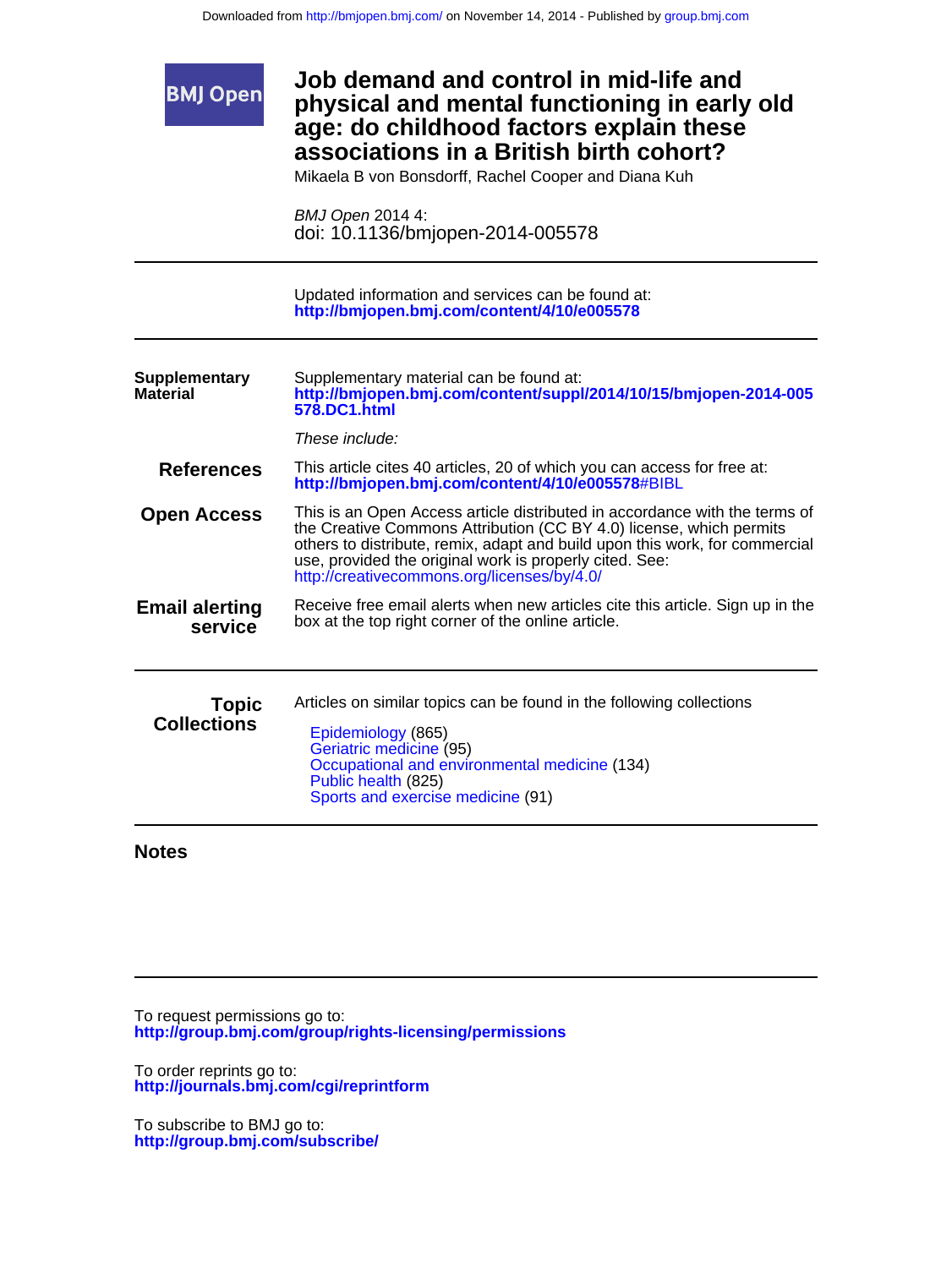Downloaded from http://bmjopen.bmj.com/ on November 14, 2014 - Published by group.bmj.com

BMJ Open

# Job demand and control in mid-life and physical and mental functioning in early old age: do childhood factors explain these associations in a British birth cohort?

Mikaela B von Bonsdorff, Rachel Cooper and Diana Kuh

*BMJ Open* 2014 4:
doi: 10.1136/bmjopen-2014-005578

Updated information and services can be found at:
**http://bmjopen.bmj.com/content/4/10/e005578**

**Supplementary Material**

Supplementary material can be found at:
**http://bmjopen.bmj.com/content/suppl/2014/10/15/bmjopen-2014-005578.DC1.html**

*These include:*

**References**

This article cites 40 articles, 20 of which you can access for free at:
**http://bmjopen.bmj.com/content/4/10/e005578**#BIBL

**Open Access**

This is an Open Access article distributed in accordance with the terms of the Creative Commons Attribution (CC BY 4.0) license, which permits others to distribute, remix, adapt and build upon this work, for commercial use, provided the original work is properly cited. See: http://creativecommons.org/licenses/by/4.0/

**Email alerting service**

Receive free email alerts when new articles cite this article. Sign up in the box at the top right corner of the online article.

**Topic Collections**

Articles on similar topics can be found in the following collections

- Epidemiology (865)
- Geriatric medicine (95)
- Occupational and environmental medicine (134)
- Public health (825)
- Sports and exercise medicine (91)

## Notes

To request permissions go to:
**http://group.bmj.com/group/rights-licensing/permissions**

To order reprints go to:
**http://journals.bmj.com/cgi/reprintform**

To subscribe to BMJ go to:
**http://group.bmj.com/subscribe/**